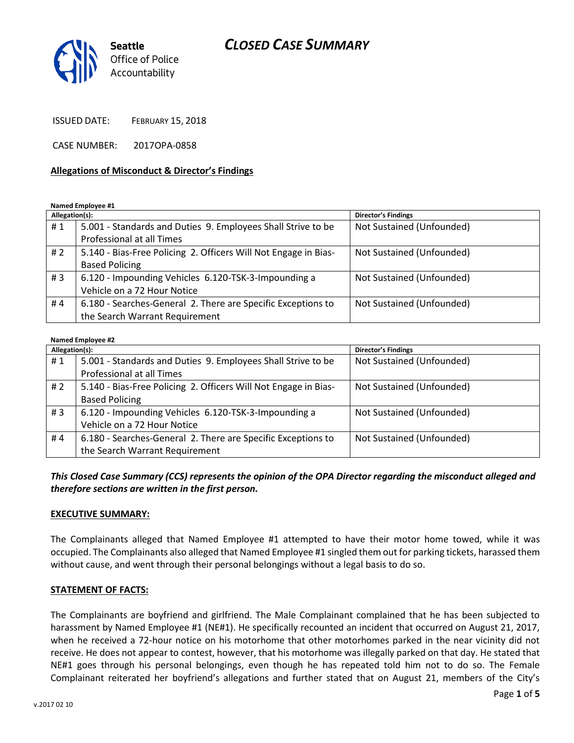# CLOSED CASE SUMMARY

Seattle Office of Police Accountability

ISSUED DATE: FEBRUARY 15, 2018

CASE NUMBER: 2017OPA-0858

**Allegations of Misconduct & Director's Findings**

**Named Employee #1**

| Allegation(s): | | Director's Findings |
|---|---|---|
| # 1 | 5.001 - Standards and Duties 9. Employees Shall Strive to be Professional at all Times | Not Sustained (Unfounded) |
| # 2 | 5.140 - Bias-Free Policing 2. Officers Will Not Engage in Bias-Based Policing | Not Sustained (Unfounded) |
| # 3 | 6.120 - Impounding Vehicles 6.120-TSK-3-Impounding a Vehicle on a 72 Hour Notice | Not Sustained (Unfounded) |
| # 4 | 6.180 - Searches-General 2. There are Specific Exceptions to the Search Warrant Requirement | Not Sustained (Unfounded) |

**Named Employee #2**

| Allegation(s): | | Director's Findings |
|---|---|---|
| # 1 | 5.001 - Standards and Duties 9. Employees Shall Strive to be Professional at all Times | Not Sustained (Unfounded) |
| # 2 | 5.140 - Bias-Free Policing 2. Officers Will Not Engage in Bias-Based Policing | Not Sustained (Unfounded) |
| # 3 | 6.120 - Impounding Vehicles 6.120-TSK-3-Impounding a Vehicle on a 72 Hour Notice | Not Sustained (Unfounded) |
| # 4 | 6.180 - Searches-General 2. There are Specific Exceptions to the Search Warrant Requirement | Not Sustained (Unfounded) |

***This Closed Case Summary (CCS) represents the opinion of the OPA Director regarding the misconduct alleged and therefore sections are written in the first person.***

**EXECUTIVE SUMMARY:**

The Complainants alleged that Named Employee #1 attempted to have their motor home towed, while it was occupied. The Complainants also alleged that Named Employee #1 singled them out for parking tickets, harassed them without cause, and went through their personal belongings without a legal basis to do so.

**STATEMENT OF FACTS:**

The Complainants are boyfriend and girlfriend. The Male Complainant complained that he has been subjected to harassment by Named Employee #1 (NE#1). He specifically recounted an incident that occurred on August 21, 2017, when he received a 72-hour notice on his motorhome that other motorhomes parked in the near vicinity did not receive. He does not appear to contest, however, that his motorhome was illegally parked on that day. He stated that NE#1 goes through his personal belongings, even though he has repeated told him not to do so. The Female Complainant reiterated her boyfriend's allegations and further stated that on August 21, members of the City's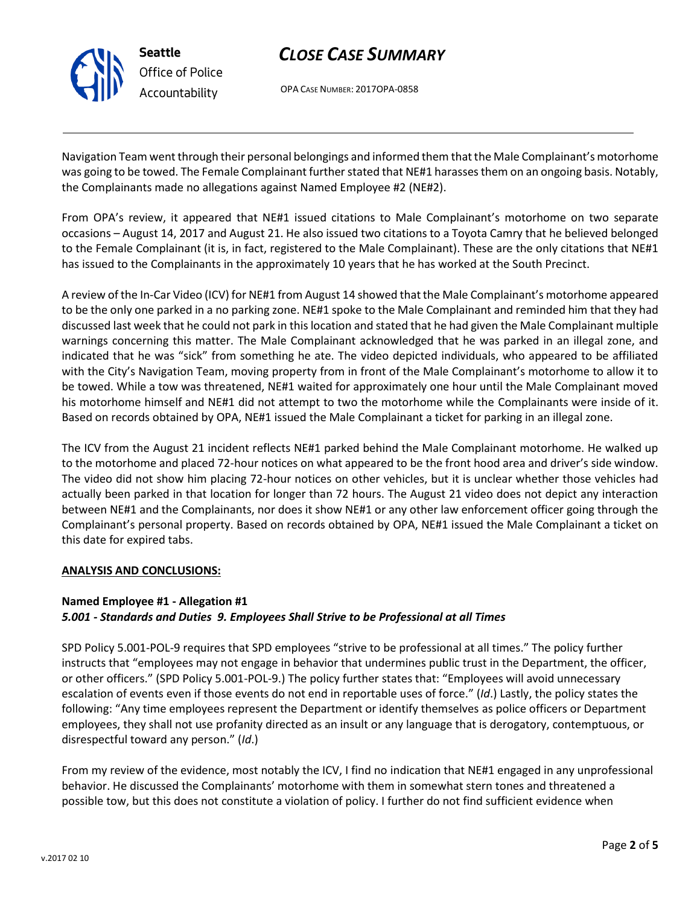Navigation Team went through their personal belongings and informed them that the Male Complainant's motorhome was going to be towed. The Female Complainant further stated that NE#1 harasses them on an ongoing basis. Notably, the Complainants made no allegations against Named Employee #2 (NE#2).

From OPA's review, it appeared that NE#1 issued citations to Male Complainant's motorhome on two separate occasions – August 14, 2017 and August 21. He also issued two citations to a Toyota Camry that he believed belonged to the Female Complainant (it is, in fact, registered to the Male Complainant). These are the only citations that NE#1 has issued to the Complainants in the approximately 10 years that he has worked at the South Precinct.

A review of the In-Car Video (ICV) for NE#1 from August 14 showed that the Male Complainant's motorhome appeared to be the only one parked in a no parking zone. NE#1 spoke to the Male Complainant and reminded him that they had discussed last week that he could not park in this location and stated that he had given the Male Complainant multiple warnings concerning this matter. The Male Complainant acknowledged that he was parked in an illegal zone, and indicated that he was "sick" from something he ate. The video depicted individuals, who appeared to be affiliated with the City's Navigation Team, moving property from in front of the Male Complainant's motorhome to allow it to be towed. While a tow was threatened, NE#1 waited for approximately one hour until the Male Complainant moved his motorhome himself and NE#1 did not attempt to two the motorhome while the Complainants were inside of it. Based on records obtained by OPA, NE#1 issued the Male Complainant a ticket for parking in an illegal zone.

The ICV from the August 21 incident reflects NE#1 parked behind the Male Complainant motorhome. He walked up to the motorhome and placed 72-hour notices on what appeared to be the front hood area and driver's side window. The video did not show him placing 72-hour notices on other vehicles, but it is unclear whether those vehicles had actually been parked in that location for longer than 72 hours. The August 21 video does not depict any interaction between NE#1 and the Complainants, nor does it show NE#1 or any other law enforcement officer going through the Complainant's personal property. Based on records obtained by OPA, NE#1 issued the Male Complainant a ticket on this date for expired tabs.

**ANALYSIS AND CONCLUSIONS:**

**Named Employee #1 - Allegation #1**
***5.001 - Standards and Duties 9. Employees Shall Strive to be Professional at all Times***

SPD Policy 5.001-POL-9 requires that SPD employees "strive to be professional at all times." The policy further instructs that "employees may not engage in behavior that undermines public trust in the Department, the officer, or other officers." (SPD Policy 5.001-POL-9.) The policy further states that: "Employees will avoid unnecessary escalation of events even if those events do not end in reportable uses of force." (*Id*.) Lastly, the policy states the following: "Any time employees represent the Department or identify themselves as police officers or Department employees, they shall not use profanity directed as an insult or any language that is derogatory, contemptuous, or disrespectful toward any person." (*Id*.)

From my review of the evidence, most notably the ICV, I find no indication that NE#1 engaged in any unprofessional behavior. He discussed the Complainants' motorhome with them in somewhat stern tones and threatened a possible tow, but this does not constitute a violation of policy. I further do not find sufficient evidence when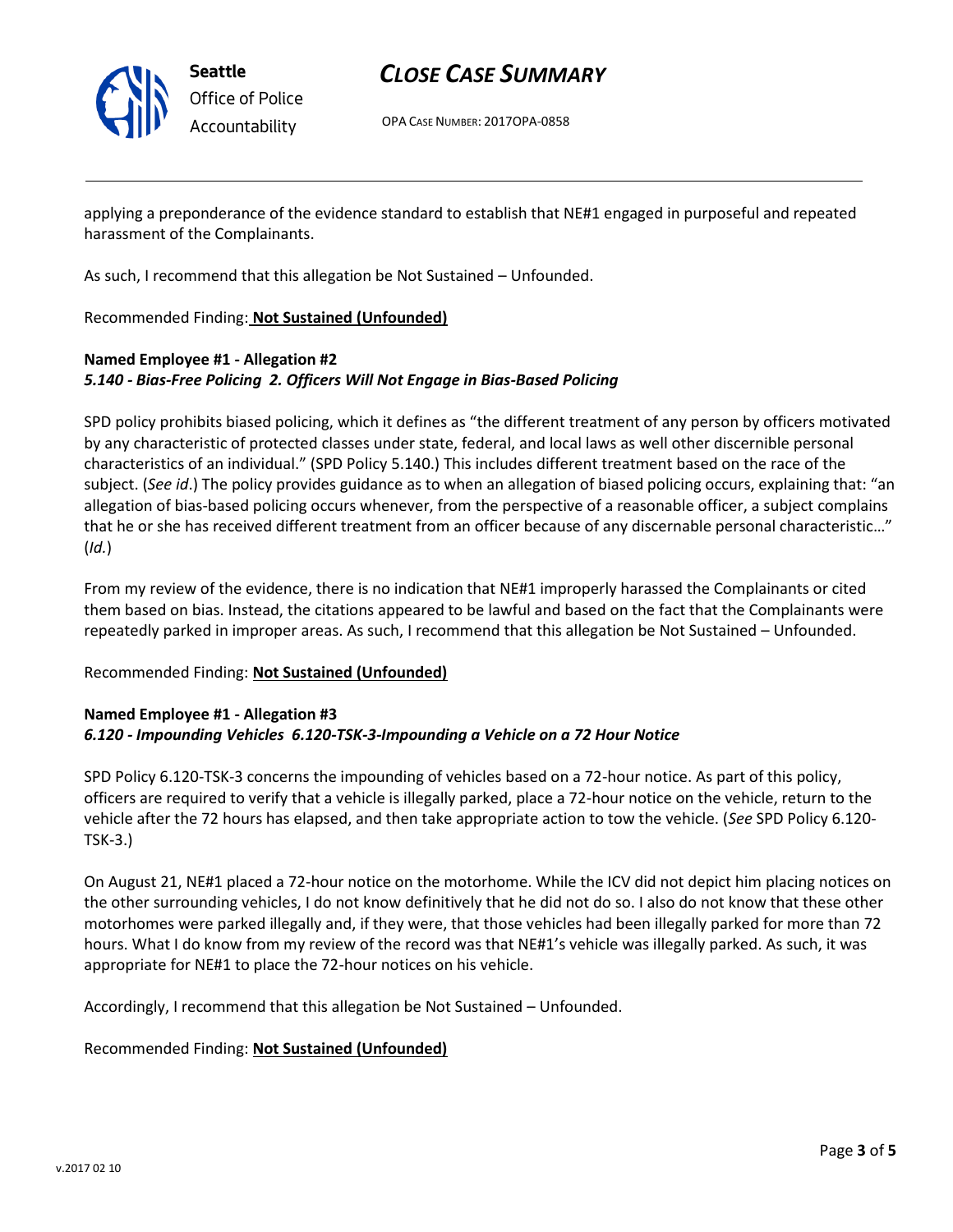applying a preponderance of the evidence standard to establish that NE#1 engaged in purposeful and repeated harassment of the Complainants.

As such, I recommend that this allegation be Not Sustained – Unfounded.

Recommended Finding: **Not Sustained (Unfounded)**

**Named Employee #1 - Allegation #2**
***5.140 - Bias-Free Policing 2. Officers Will Not Engage in Bias-Based Policing***

SPD policy prohibits biased policing, which it defines as "the different treatment of any person by officers motivated by any characteristic of protected classes under state, federal, and local laws as well other discernible personal characteristics of an individual." (SPD Policy 5.140.) This includes different treatment based on the race of the subject. (*See id*.) The policy provides guidance as to when an allegation of biased policing occurs, explaining that: "an allegation of bias-based policing occurs whenever, from the perspective of a reasonable officer, a subject complains that he or she has received different treatment from an officer because of any discernable personal characteristic…" (*Id.*)

From my review of the evidence, there is no indication that NE#1 improperly harassed the Complainants or cited them based on bias. Instead, the citations appeared to be lawful and based on the fact that the Complainants were repeatedly parked in improper areas. As such, I recommend that this allegation be Not Sustained – Unfounded.

Recommended Finding: **Not Sustained (Unfounded)**

**Named Employee #1 - Allegation #3**
***6.120 - Impounding Vehicles 6.120-TSK-3-Impounding a Vehicle on a 72 Hour Notice***

SPD Policy 6.120-TSK-3 concerns the impounding of vehicles based on a 72-hour notice. As part of this policy, officers are required to verify that a vehicle is illegally parked, place a 72-hour notice on the vehicle, return to the vehicle after the 72 hours has elapsed, and then take appropriate action to tow the vehicle. (*See* SPD Policy 6.120-TSK-3.)

On August 21, NE#1 placed a 72-hour notice on the motorhome. While the ICV did not depict him placing notices on the other surrounding vehicles, I do not know definitively that he did not do so. I also do not know that these other motorhomes were parked illegally and, if they were, that those vehicles had been illegally parked for more than 72 hours. What I do know from my review of the record was that NE#1's vehicle was illegally parked. As such, it was appropriate for NE#1 to place the 72-hour notices on his vehicle.

Accordingly, I recommend that this allegation be Not Sustained – Unfounded.

Recommended Finding: **Not Sustained (Unfounded)**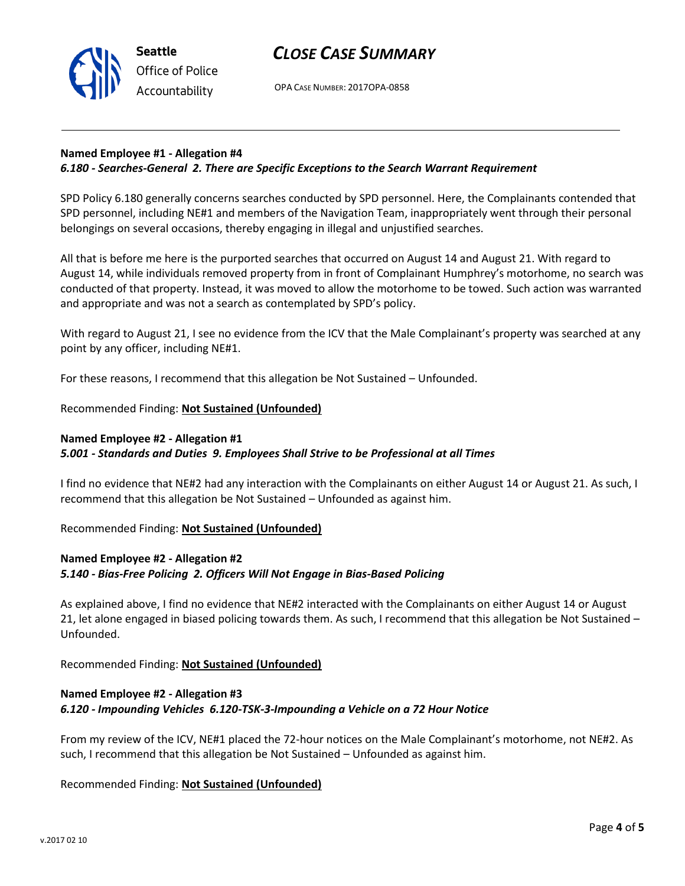**Named Employee #1 - Allegation #4**
***6.180 - Searches-General 2. There are Specific Exceptions to the Search Warrant Requirement***

SPD Policy 6.180 generally concerns searches conducted by SPD personnel. Here, the Complainants contended that SPD personnel, including NE#1 and members of the Navigation Team, inappropriately went through their personal belongings on several occasions, thereby engaging in illegal and unjustified searches.

All that is before me here is the purported searches that occurred on August 14 and August 21. With regard to August 14, while individuals removed property from in front of Complainant Humphrey's motorhome, no search was conducted of that property. Instead, it was moved to allow the motorhome to be towed. Such action was warranted and appropriate and was not a search as contemplated by SPD's policy.

With regard to August 21, I see no evidence from the ICV that the Male Complainant's property was searched at any point by any officer, including NE#1.

For these reasons, I recommend that this allegation be Not Sustained – Unfounded.

Recommended Finding: **Not Sustained (Unfounded)**

**Named Employee #2 - Allegation #1**
***5.001 - Standards and Duties 9. Employees Shall Strive to be Professional at all Times***

I find no evidence that NE#2 had any interaction with the Complainants on either August 14 or August 21. As such, I recommend that this allegation be Not Sustained – Unfounded as against him.

Recommended Finding: **Not Sustained (Unfounded)**

**Named Employee #2 - Allegation #2**
***5.140 - Bias-Free Policing 2. Officers Will Not Engage in Bias-Based Policing***

As explained above, I find no evidence that NE#2 interacted with the Complainants on either August 14 or August 21, let alone engaged in biased policing towards them. As such, I recommend that this allegation be Not Sustained – Unfounded.

Recommended Finding: **Not Sustained (Unfounded)**

**Named Employee #2 - Allegation #3**
***6.120 - Impounding Vehicles 6.120-TSK-3-Impounding a Vehicle on a 72 Hour Notice***

From my review of the ICV, NE#1 placed the 72-hour notices on the Male Complainant's motorhome, not NE#2. As such, I recommend that this allegation be Not Sustained – Unfounded as against him.

Recommended Finding: **Not Sustained (Unfounded)**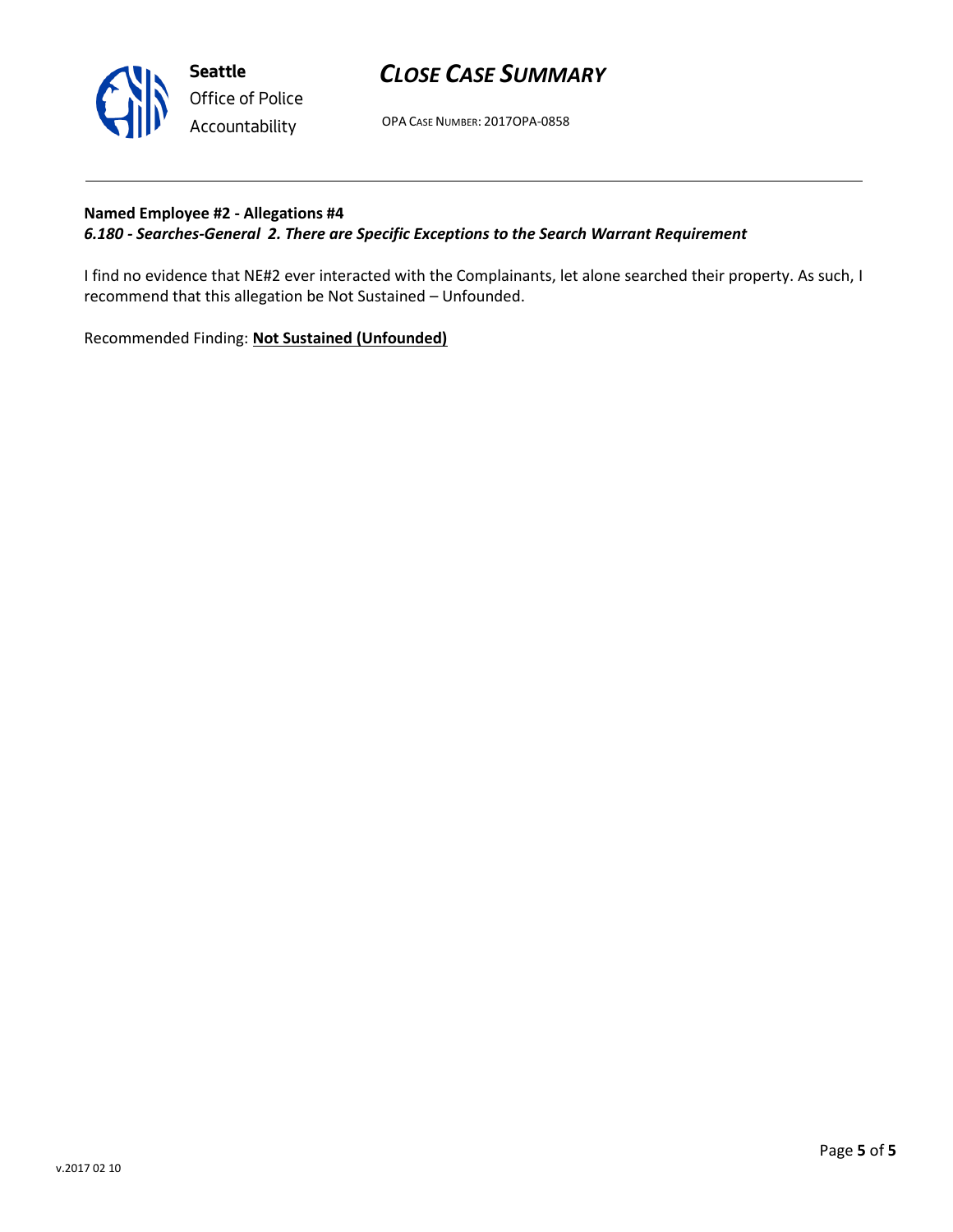**Named Employee #2 - Allegations #4**
***6.180 - Searches-General 2. There are Specific Exceptions to the Search Warrant Requirement***

I find no evidence that NE#2 ever interacted with the Complainants, let alone searched their property. As such, I recommend that this allegation be Not Sustained – Unfounded.

Recommended Finding: **Not Sustained (Unfounded)**